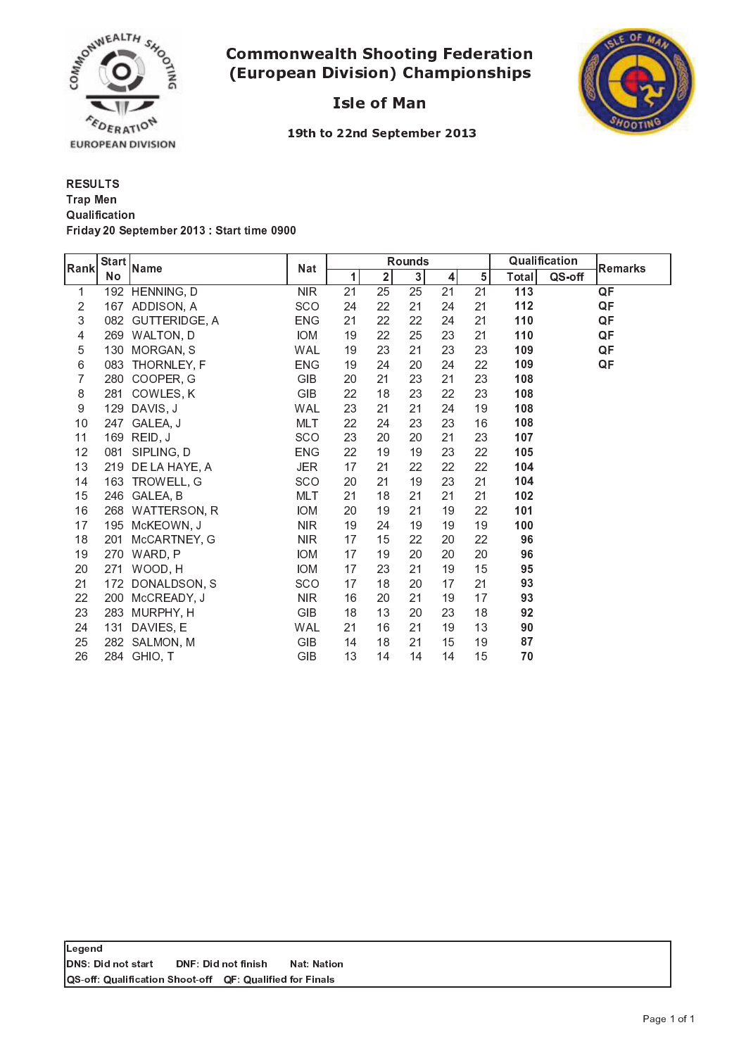# Commonwealth Shooting Federation (European Division) Championships

## Isle of Man

19th to 22nd September 2013

**RESULTS**
**Trap Men**
**Qualification**
**Friday 20 September 2013 : Start time 0900**

| Rank | Start No | Name | Nat | Rounds | | | | | Qualification | | Remarks |
|---|---|---|---|---|---|---|---|---|---|---|---|
| | | | | 1 | 2 | 3 | 4 | 5 | Total | QS-off | |
| 1 | 192 | HENNING, D | NIR | 21 | 25 | 25 | 21 | 21 | **113** | | **QF** |
| 2 | 167 | ADDISON, A | SCO | 24 | 22 | 21 | 24 | 21 | **112** | | **QF** |
| 3 | 082 | GUTTERIDGE, A | ENG | 21 | 22 | 22 | 24 | 21 | **110** | | **QF** |
| 4 | 269 | WALTON, D | IOM | 19 | 22 | 25 | 23 | 21 | **110** | | **QF** |
| 5 | 130 | MORGAN, S | WAL | 19 | 23 | 21 | 23 | 23 | **109** | | **QF** |
| 6 | 083 | THORNLEY, F | ENG | 19 | 24 | 20 | 24 | 22 | **109** | | **QF** |
| 7 | 280 | COOPER, G | GIB | 20 | 21 | 23 | 21 | 23 | **108** | | |
| 8 | 281 | COWLES, K | GIB | 22 | 18 | 23 | 22 | 23 | **108** | | |
| 9 | 129 | DAVIS, J | WAL | 23 | 21 | 21 | 24 | 19 | **108** | | |
| 10 | 247 | GALEA, J | MLT | 22 | 24 | 23 | 23 | 16 | **108** | | |
| 11 | 169 | REID, J | SCO | 23 | 20 | 20 | 21 | 23 | **107** | | |
| 12 | 081 | SIPLING, D | ENG | 22 | 19 | 19 | 23 | 22 | **105** | | |
| 13 | 219 | DE LA HAYE, A | JER | 17 | 21 | 22 | 22 | 22 | **104** | | |
| 14 | 163 | TROWELL, G | SCO | 20 | 21 | 19 | 23 | 21 | **104** | | |
| 15 | 246 | GALEA, B | MLT | 21 | 18 | 21 | 21 | 21 | **102** | | |
| 16 | 268 | WATTERSON, R | IOM | 20 | 19 | 21 | 19 | 22 | **101** | | |
| 17 | 195 | McKEOWN, J | NIR | 19 | 24 | 19 | 19 | 19 | **100** | | |
| 18 | 201 | McCARTNEY, G | NIR | 17 | 15 | 22 | 20 | 22 | **96** | | |
| 19 | 270 | WARD, P | IOM | 17 | 19 | 20 | 20 | 20 | **96** | | |
| 20 | 271 | WOOD, H | IOM | 17 | 23 | 21 | 19 | 15 | **95** | | |
| 21 | 172 | DONALDSON, S | SCO | 17 | 18 | 20 | 17 | 21 | **93** | | |
| 22 | 200 | McCREADY, J | NIR | 16 | 20 | 21 | 19 | 17 | **93** | | |
| 23 | 283 | MURPHY, H | GIB | 18 | 13 | 20 | 23 | 18 | **92** | | |
| 24 | 131 | DAVIES, E | WAL | 21 | 16 | 21 | 19 | 13 | **90** | | |
| 25 | 282 | SALMON, M | GIB | 14 | 18 | 21 | 15 | 19 | **87** | | |
| 26 | 284 | GHIO, T | GIB | 13 | 14 | 14 | 14 | 15 | **70** | | |

**Legend**
**DNS: Did not start** **DNF: Did not finish** **Nat: Nation**
**QS-off: Qualification Shoot-off** **QF: Qualified for Finals**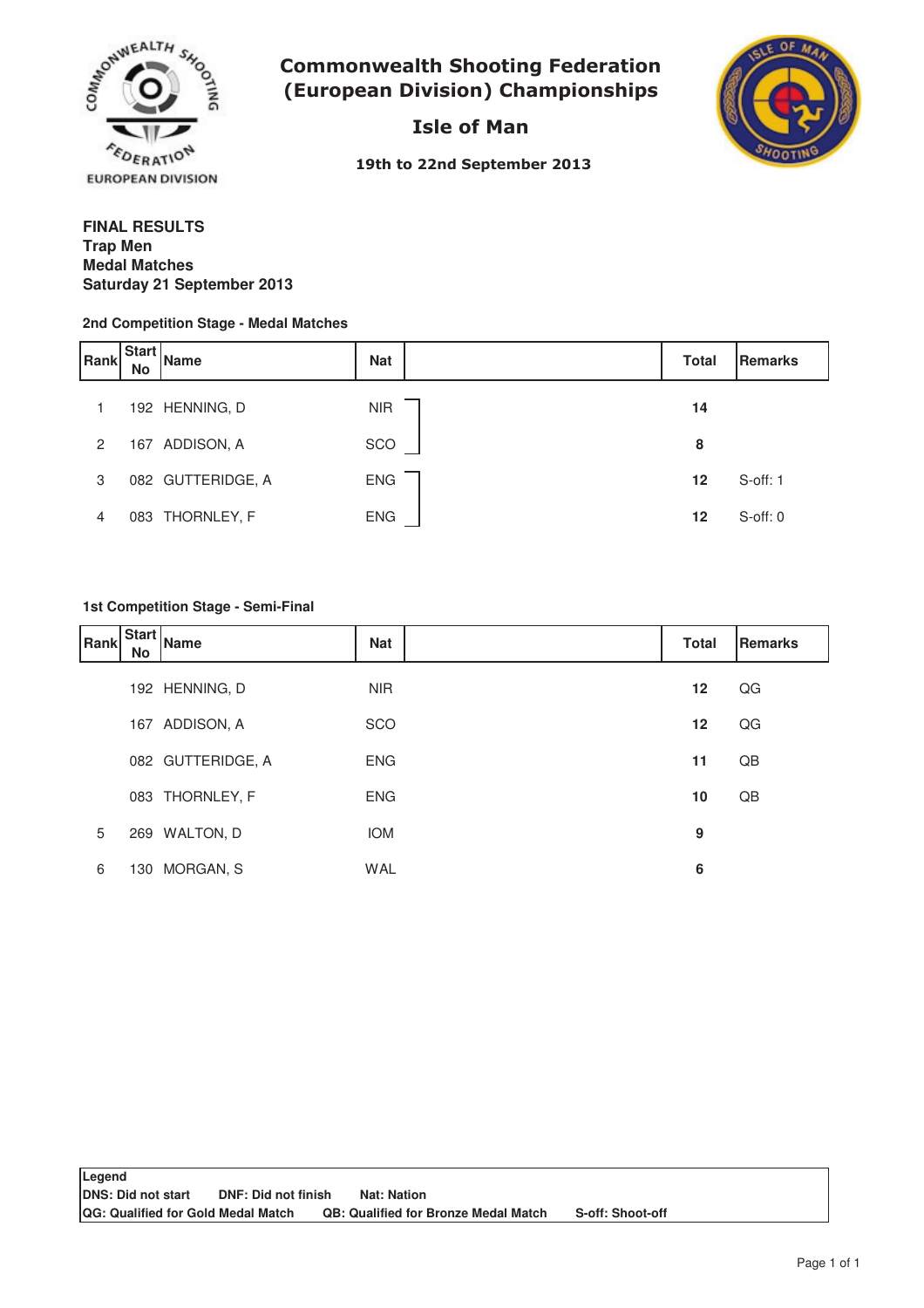# Commonwealth Shooting Federation (European Division) Championships

## Isle of Man

**19th to 22nd September 2013**

**FINAL RESULTS**
**Trap Men**
**Medal Matches**
**Saturday 21 September 2013**

### 2nd Competition Stage - Medal Matches

| Rank | Start No | Name | Nat | | Total | Remarks |
|---|---|---|---|---|---|---|
| 1 | 192 | HENNING, D | NIR | | **14** | |
| 2 | 167 | ADDISON, A | SCO | | **8** | |
| 3 | 082 | GUTTERIDGE, A | ENG | | **12** | S-off: 1 |
| 4 | 083 | THORNLEY, F | ENG | | **12** | S-off: 0 |

### 1st Competition Stage - Semi-Final

| Rank | Start No | Name | Nat | | Total | Remarks |
|---|---|---|---|---|---|---|
| | 192 | HENNING, D | NIR | | **12** | QG |
| | 167 | ADDISON, A | SCO | | **12** | QG |
| | 082 | GUTTERIDGE, A | ENG | | **11** | QB |
| | 083 | THORNLEY, F | ENG | | **10** | QB |
| 5 | 269 | WALTON, D | IOM | | **9** | |
| 6 | 130 | MORGAN, S | WAL | | **6** | |

**Legend**
**DNS: Did not start** **DNF: Did not finish** **Nat: Nation**
**QG: Qualified for Gold Medal Match** **QB: Qualified for Bronze Medal Match** **S-off: Shoot-off**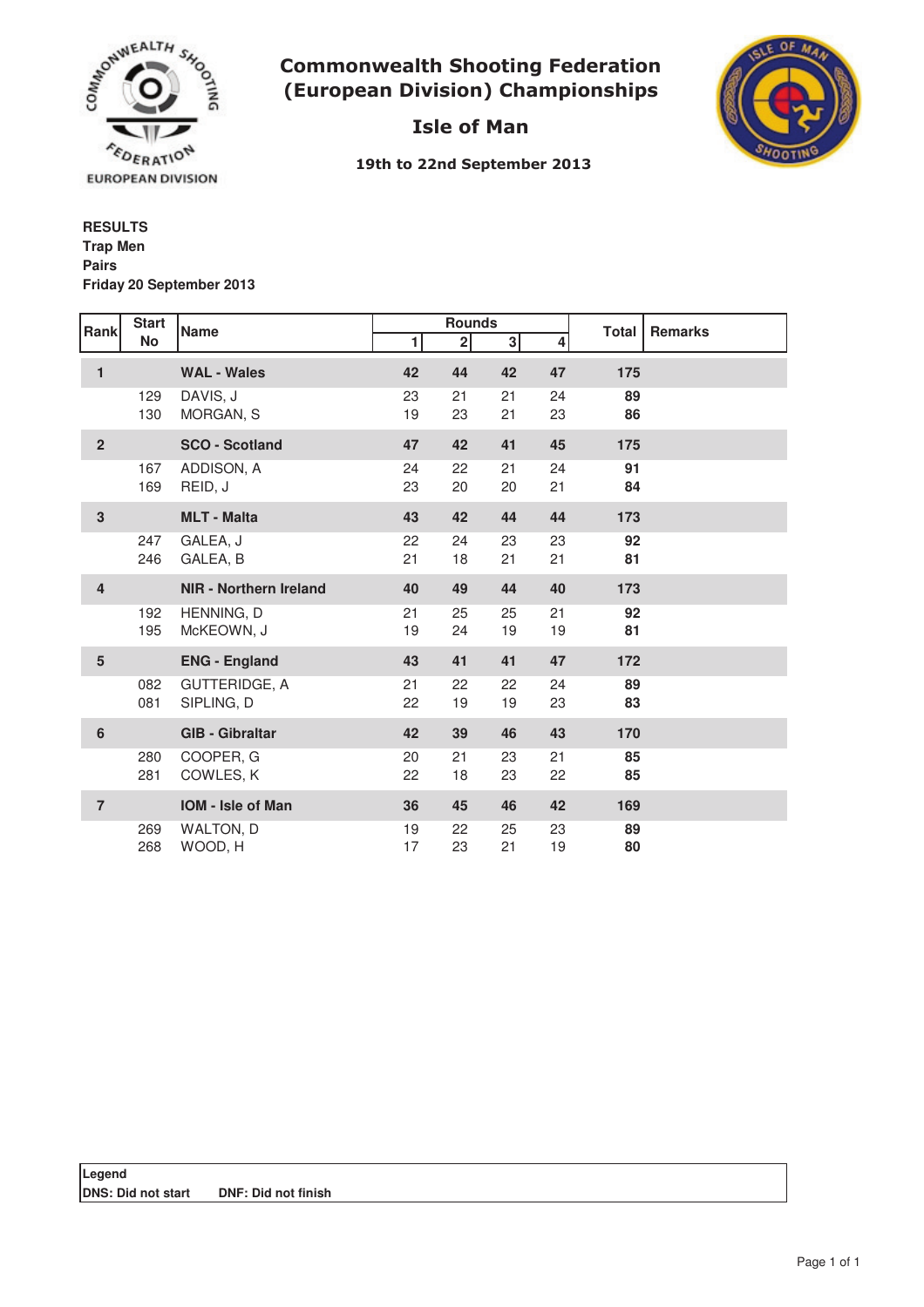# Commonwealth Shooting Federation (European Division) Championships

## Isle of Man

19th to 22nd September 2013

**RESULTS**
**Trap Men**
**Pairs**
**Friday 20 September 2013**

| Rank | Start No | Name | Rounds | | | | Total | Remarks |
|---|---|---|---|---|---|---|---|---|
| | | | 1 | 2 | 3 | 4 | | |
| **1** | | **WAL - Wales** | **42** | **44** | **42** | **47** | **175** | |
| | 129 | DAVIS, J | 23 | 21 | 21 | 24 | **89** | |
| | 130 | MORGAN, S | 19 | 23 | 21 | 23 | **86** | |
| **2** | | **SCO - Scotland** | **47** | **42** | **41** | **45** | **175** | |
| | 167 | ADDISON, A | 24 | 22 | 21 | 24 | **91** | |
| | 169 | REID, J | 23 | 20 | 20 | 21 | **84** | |
| **3** | | **MLT - Malta** | **43** | **42** | **44** | **44** | **173** | |
| | 247 | GALEA, J | 22 | 24 | 23 | 23 | **92** | |
| | 246 | GALEA, B | 21 | 18 | 21 | 21 | **81** | |
| **4** | | **NIR - Northern Ireland** | **40** | **49** | **44** | **40** | **173** | |
| | 192 | HENNING, D | 21 | 25 | 25 | 21 | **92** | |
| | 195 | McKEOWN, J | 19 | 24 | 19 | 19 | **81** | |
| **5** | | **ENG - England** | **43** | **41** | **41** | **47** | **172** | |
| | 082 | GUTTERIDGE, A | 21 | 22 | 22 | 24 | **89** | |
| | 081 | SIPLING, D | 22 | 19 | 19 | 23 | **83** | |
| **6** | | **GIB - Gibraltar** | **42** | **39** | **46** | **43** | **170** | |
| | 280 | COOPER, G | 20 | 21 | 23 | 21 | **85** | |
| | 281 | COWLES, K | 22 | 18 | 23 | 22 | **85** | |
| **7** | | **IOM - Isle of Man** | **36** | **45** | **46** | **42** | **169** | |
| | 269 | WALTON, D | 19 | 22 | 25 | 23 | **89** | |
| | 268 | WOOD, H | 17 | 23 | 21 | 19 | **80** | |

**Legend**
**DNS: Did not start** **DNF: Did not finish**